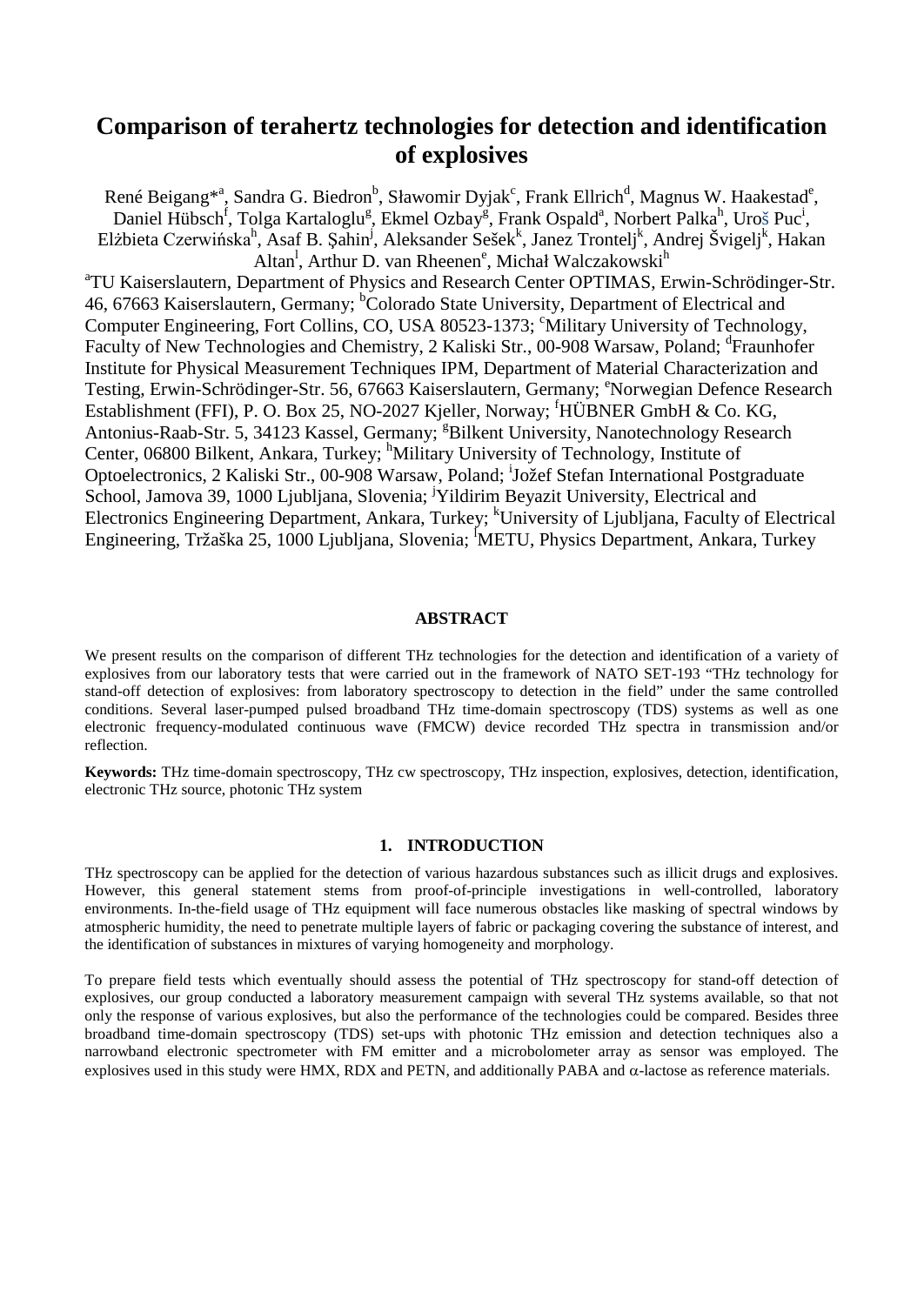# Comparison of terahertz technologies for detection and identification of explosives

René Beigang*[a], Sandra G. Biedron[b], Sławomir Dyjak[c], Frank Ellrich[d], Magnus W. Haakestad[e], Daniel Hübsch[f], Tolga Kartaloglu[g], Ekmel Ozbay[g], Frank Ospald[a], Norbert Palka[h], Uroš Puc[i], Elżbieta Czerwińska[h], Asaf B. Şahin[j], Aleksander Sešek[k], Janez Trontelj[k], Andrej Švigelj[k], Hakan Altan[l], Arthur D. van Rheenen[e], Michał Walczakowski[h]

[a]TU Kaiserslautern, Department of Physics and Research Center OPTIMAS, Erwin-Schrödinger-Str. 46, 67663 Kaiserslautern, Germany; [b]Colorado State University, Department of Electrical and Computer Engineering, Fort Collins, CO, USA 80523-1373; [c]Military University of Technology, Faculty of New Technologies and Chemistry, 2 Kaliski Str., 00-908 Warsaw, Poland; [d]Fraunhofer Institute for Physical Measurement Techniques IPM, Department of Material Characterization and Testing, Erwin-Schrödinger-Str. 56, 67663 Kaiserslautern, Germany; [e]Norwegian Defence Research Establishment (FFI), P. O. Box 25, NO-2027 Kjeller, Norway; [f]HÜBNER GmbH & Co. KG, Antonius-Raab-Str. 5, 34123 Kassel, Germany; [g]Bilkent University, Nanotechnology Research Center, 06800 Bilkent, Ankara, Turkey; [h]Military University of Technology, Institute of Optoelectronics, 2 Kaliski Str., 00-908 Warsaw, Poland; [i]Jožef Stefan International Postgraduate School, Jamova 39, 1000 Ljubljana, Slovenia; [j]Yildirim Beyazit University, Electrical and Electronics Engineering Department, Ankara, Turkey; [k]University of Ljubljana, Faculty of Electrical Engineering, Tržaška 25, 1000 Ljubljana, Slovenia; [l]METU, Physics Department, Ankara, Turkey

## ABSTRACT

We present results on the comparison of different THz technologies for the detection and identification of a variety of explosives from our laboratory tests that were carried out in the framework of NATO SET-193 "THz technology for stand-off detection of explosives: from laboratory spectroscopy to detection in the field" under the same controlled conditions. Several laser-pumped pulsed broadband THz time-domain spectroscopy (TDS) systems as well as one electronic frequency-modulated continuous wave (FMCW) device recorded THz spectra in transmission and/or reflection.

**Keywords:** THz time-domain spectroscopy, THz cw spectroscopy, THz inspection, explosives, detection, identification, electronic THz source, photonic THz system

## 1. INTRODUCTION

THz spectroscopy can be applied for the detection of various hazardous substances such as illicit drugs and explosives. However, this general statement stems from proof-of-principle investigations in well-controlled, laboratory environments. In-the-field usage of THz equipment will face numerous obstacles like masking of spectral windows by atmospheric humidity, the need to penetrate multiple layers of fabric or packaging covering the substance of interest, and the identification of substances in mixtures of varying homogeneity and morphology.

To prepare field tests which eventually should assess the potential of THz spectroscopy for stand-off detection of explosives, our group conducted a laboratory measurement campaign with several THz systems available, so that not only the response of various explosives, but also the performance of the technologies could be compared. Besides three broadband time-domain spectroscopy (TDS) set-ups with photonic THz emission and detection techniques also a narrowband electronic spectrometer with FM emitter and a microbolometer array as sensor was employed. The explosives used in this study were HMX, RDX and PETN, and additionally PABA and $\alpha$-lactose as reference materials.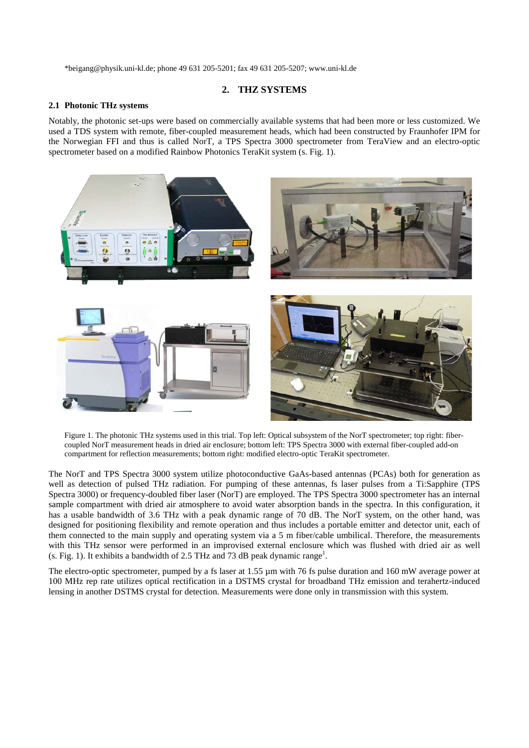*beigang@physik.uni-kl.de; phone 49 631 205-5201; fax 49 631 205-5207; www.uni-kl.de

## 2. THZ SYSTEMS

### 2.1 Photonic THz systems

Notably, the photonic set-ups were based on commercially available systems that had been more or less customized. We used a TDS system with remote, fiber-coupled measurement heads, which had been constructed by Fraunhofer IPM for the Norwegian FFI and thus is called NorT, a TPS Spectra 3000 spectrometer from TeraView and an electro-optic spectrometer based on a modified Rainbow Photonics TeraKit system (s. Fig. 1).

Figure 1. The photonic THz systems used in this trial. Top left: Optical subsystem of the NorT spectrometer; top right: fiber-coupled NorT measurement heads in dried air enclosure; bottom left: TPS Spectra 3000 with external fiber-coupled add-on compartment for reflection measurements; bottom right: modified electro-optic TeraKit spectrometer.

The NorT and TPS Spectra 3000 system utilize photoconductive GaAs-based antennas (PCAs) both for generation as well as detection of pulsed THz radiation. For pumping of these antennas, fs laser pulses from a Ti:Sapphire (TPS Spectra 3000) or frequency-doubled fiber laser (NorT) are employed. The TPS Spectra 3000 spectrometer has an internal sample compartment with dried air atmosphere to avoid water absorption bands in the spectra. In this configuration, it has a usable bandwidth of 3.6 THz with a peak dynamic range of 70 dB. The NorT system, on the other hand, was designed for positioning flexibility and remote operation and thus includes a portable emitter and detector unit, each of them connected to the main supply and operating system via a 5 m fiber/cable umbilical. Therefore, the measurements with this THz sensor were performed in an improvised external enclosure which was flushed with dried air as well (s. Fig. 1). It exhibits a bandwidth of 2.5 THz and 73 dB peak dynamic range[1].

The electro-optic spectrometer, pumped by a fs laser at 1.55 µm with 76 fs pulse duration and 160 mW average power at 100 MHz rep rate utilizes optical rectification in a DSTMS crystal for broadband THz emission and terahertz-induced lensing in another DSTMS crystal for detection. Measurements were done only in transmission with this system.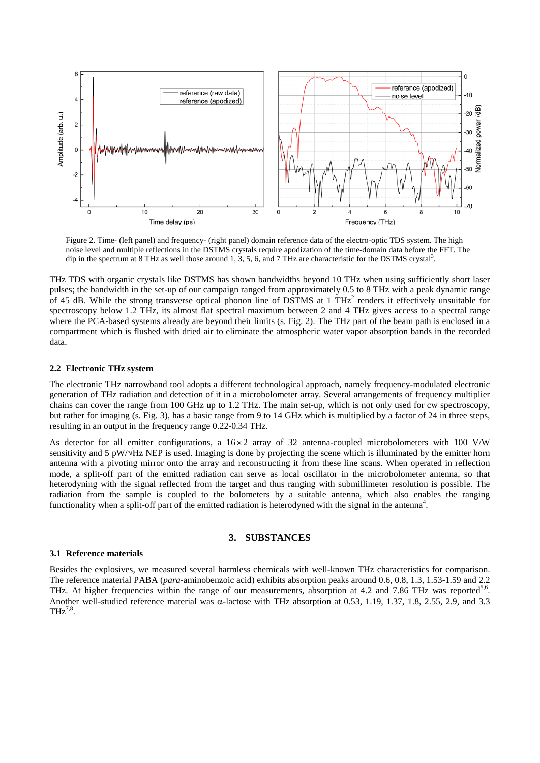Figure 2. Time- (left panel) and frequency- (right panel) domain reference data of the electro-optic TDS system. The high noise level and multiple reflections in the DSTMS crystals require apodization of the time-domain data before the FFT. The dip in the spectrum at 8 THz as well those around 1, 3, 5, 6, and 7 THz are characteristic for the DSTMS crystal[3].

THz TDS with organic crystals like DSTMS has shown bandwidths beyond 10 THz when using sufficiently short laser pulses; the bandwidth in the set-up of our campaign ranged from approximately 0.5 to 8 THz with a peak dynamic range of 45 dB. While the strong transverse optical phonon line of DSTMS at 1 THz[2] renders it effectively unsuitable for spectroscopy below 1.2 THz, its almost flat spectral maximum between 2 and 4 THz gives access to a spectral range where the PCA-based systems already are beyond their limits (s. Fig. 2). The THz part of the beam path is enclosed in a compartment which is flushed with dried air to eliminate the atmospheric water vapor absorption bands in the recorded data.

### 2.2 Electronic THz system

The electronic THz narrowband tool adopts a different technological approach, namely frequency-modulated electronic generation of THz radiation and detection of it in a microbolometer array. Several arrangements of frequency multiplier chains can cover the range from 100 GHz up to 1.2 THz. The main set-up, which is not only used for cw spectroscopy, but rather for imaging (s. Fig. 3), has a basic range from 9 to 14 GHz which is multiplied by a factor of 24 in three steps, resulting in an output in the frequency range 0.22-0.34 THz.

As detector for all emitter configurations, a $16 \times 2$ array of 32 antenna-coupled microbolometers with 100 V/W sensitivity and 5 pW/√Hz NEP is used. Imaging is done by projecting the scene which is illuminated by the emitter horn antenna with a pivoting mirror onto the array and reconstructing it from these line scans. When operated in reflection mode, a split-off part of the emitted radiation can serve as local oscillator in the microbolometer antenna, so that heterodyning with the signal reflected from the target and thus ranging with submillimeter resolution is possible. The radiation from the sample is coupled to the bolometers by a suitable antenna, which also enables the ranging functionality when a split-off part of the emitted radiation is heterodyned with the signal in the antenna[4].

## 3. SUBSTANCES

### 3.1 Reference materials

Besides the explosives, we measured several harmless chemicals with well-known THz characteristics for comparison. The reference material PABA (*para*-aminobenzoic acid) exhibits absorption peaks around 0.6, 0.8, 1.3, 1.53-1.59 and 2.2 THz. At higher frequencies within the range of our measurements, absorption at 4.2 and 7.86 THz was reported[5,6]. Another well-studied reference material was α-lactose with THz absorption at 0.53, 1.19, 1.37, 1.8, 2.55, 2.9, and 3.3 THz[7,8].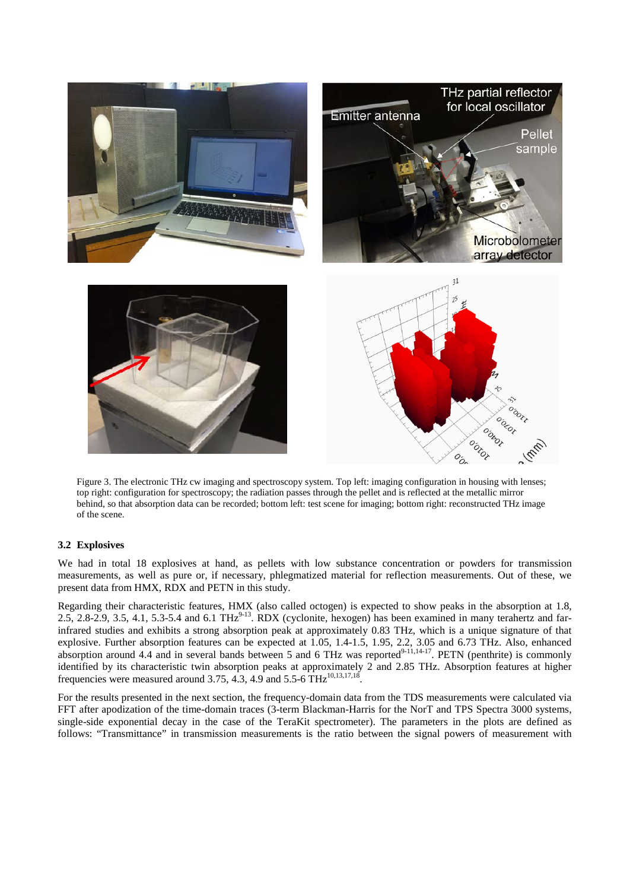Figure 3. The electronic THz cw imaging and spectroscopy system. Top left: imaging configuration in housing with lenses; top right: configuration for spectroscopy; the radiation passes through the pellet and is reflected at the metallic mirror behind, so that absorption data can be recorded; bottom left: test scene for imaging; bottom right: reconstructed THz image of the scene.

### 3.2 Explosives

We had in total 18 explosives at hand, as pellets with low substance concentration or powders for transmission measurements, as well as pure or, if necessary, phlegmatized material for reflection measurements. Out of these, we present data from HMX, RDX and PETN in this study.

Regarding their characteristic features, HMX (also called octogen) is expected to show peaks in the absorption at 1.8, 2.5, 2.8-2.9, 3.5, 4.1, 5.3-5.4 and 6.1 THz[9-13]. RDX (cyclonite, hexogen) has been examined in many terahertz and far-infrared studies and exhibits a strong absorption peak at approximately 0.83 THz, which is a unique signature of that explosive. Further absorption features can be expected at 1.05, 1.4-1.5, 1.95, 2.2, 3.05 and 6.73 THz. Also, enhanced absorption around 4.4 and in several bands between 5 and 6 THz was reported[9-11,14-17]. PETN (penthrite) is commonly identified by its characteristic twin absorption peaks at approximately 2 and 2.85 THz. Absorption features at higher frequencies were measured around 3.75, 4.3, 4.9 and 5.5-6 THz[10,13,17,18].

For the results presented in the next section, the frequency-domain data from the TDS measurements were calculated via FFT after apodization of the time-domain traces (3-term Blackman-Harris for the NorT and TPS Spectra 3000 systems, single-side exponential decay in the case of the TeraKit spectrometer). The parameters in the plots are defined as follows: "Transmittance" in transmission measurements is the ratio between the signal powers of measurement with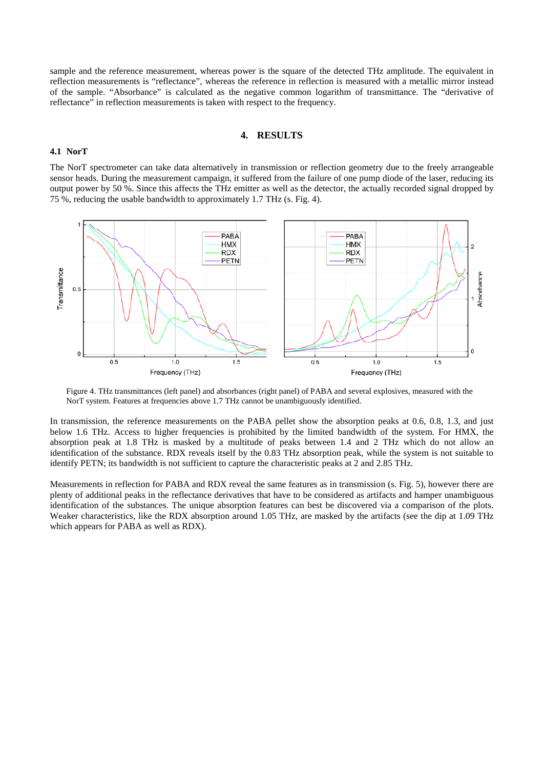sample and the reference measurement, whereas power is the square of the detected THz amplitude. The equivalent in reflection measurements is "reflectance", whereas the reference in reflection is measured with a metallic mirror instead of the sample. "Absorbance" is calculated as the negative common logarithm of transmittance. The "derivative of reflectance" in reflection measurements is taken with respect to the frequency.

## 4. RESULTS

### 4.1 NorT

The NorT spectrometer can take data alternatively in transmission or reflection geometry due to the freely arrangeable sensor heads. During the measurement campaign, it suffered from the failure of one pump diode of the laser, reducing its output power by 50 %. Since this affects the THz emitter as well as the detector, the actually recorded signal dropped by 75 %, reducing the usable bandwidth to approximately 1.7 THz (s. Fig. 4).

Figure 4. THz transmittances (left panel) and absorbances (right panel) of PABA and several explosives, measured with the NorT system. Features at frequencies above 1.7 THz cannot be unambiguously identified.

In transmission, the reference measurements on the PABA pellet show the absorption peaks at 0.6, 0.8, 1.3, and just below 1.6 THz. Access to higher frequencies is prohibited by the limited bandwidth of the system. For HMX, the absorption peak at 1.8 THz is masked by a multitude of peaks between 1.4 and 2 THz which do not allow an identification of the substance. RDX reveals itself by the 0.83 THz absorption peak, while the system is not suitable to identify PETN; its bandwidth is not sufficient to capture the characteristic peaks at 2 and 2.85 THz.

Measurements in reflection for PABA and RDX reveal the same features as in transmission (s. Fig. 5), however there are plenty of additional peaks in the reflectance derivatives that have to be considered as artifacts and hamper unambiguous identification of the substances. The unique absorption features can best be discovered via a comparison of the plots. Weaker characteristics, like the RDX absorption around 1.05 THz, are masked by the artifacts (see the dip at 1.09 THz which appears for PABA as well as RDX).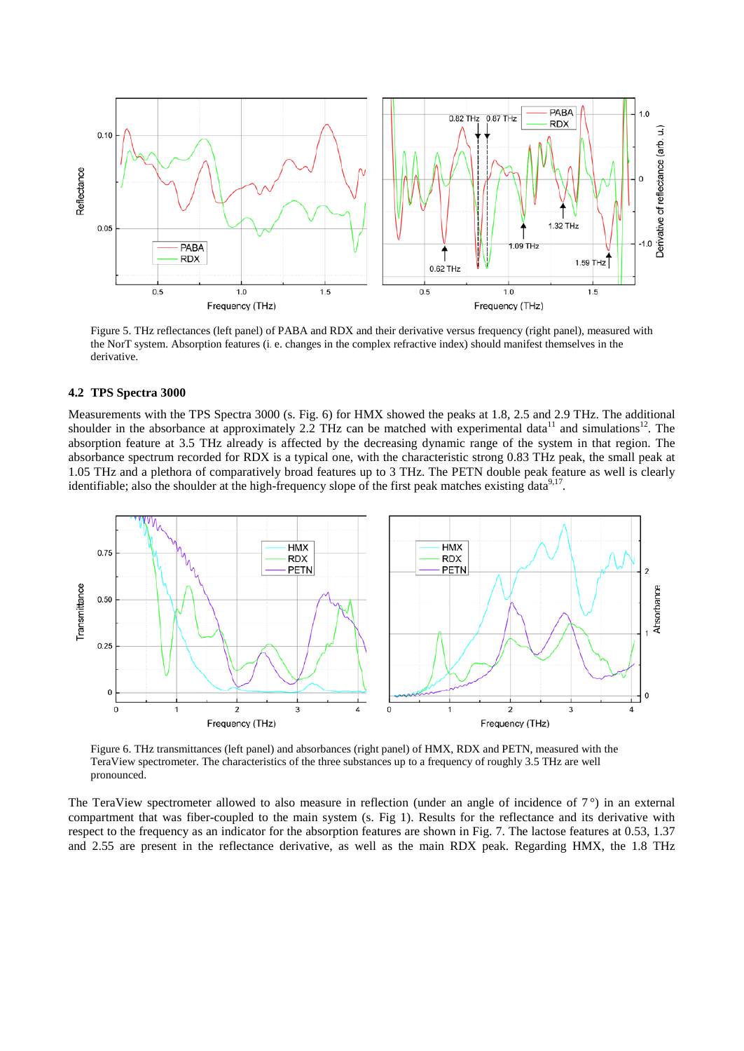Figure 5. THz reflectances (left panel) of PABA and RDX and their derivative versus frequency (right panel), measured with the NorT system. Absorption features (i. e. changes in the complex refractive index) should manifest themselves in the derivative.

### 4.2 TPS Spectra 3000

Measurements with the TPS Spectra 3000 (s. Fig. 6) for HMX showed the peaks at 1.8, 2.5 and 2.9 THz. The additional shoulder in the absorbance at approximately 2.2 THz can be matched with experimental data[11] and simulations[12]. The absorption feature at 3.5 THz already is affected by the decreasing dynamic range of the system in that region. The absorbance spectrum recorded for RDX is a typical one, with the characteristic strong 0.83 THz peak, the small peak at 1.05 THz and a plethora of comparatively broad features up to 3 THz. The PETN double peak feature as well is clearly identifiable; also the shoulder at the high-frequency slope of the first peak matches existing data[9,17].

Figure 6. THz transmittances (left panel) and absorbances (right panel) of HMX, RDX and PETN, measured with the TeraView spectrometer. The characteristics of the three substances up to a frequency of roughly 3.5 THz are well pronounced.

The TeraView spectrometer allowed to also measure in reflection (under an angle of incidence of 7°) in an external compartment that was fiber-coupled to the main system (s. Fig 1). Results for the reflectance and its derivative with respect to the frequency as an indicator for the absorption features are shown in Fig. 7. The lactose features at 0.53, 1.37 and 2.55 are present in the reflectance derivative, as well as the main RDX peak. Regarding HMX, the 1.8 THz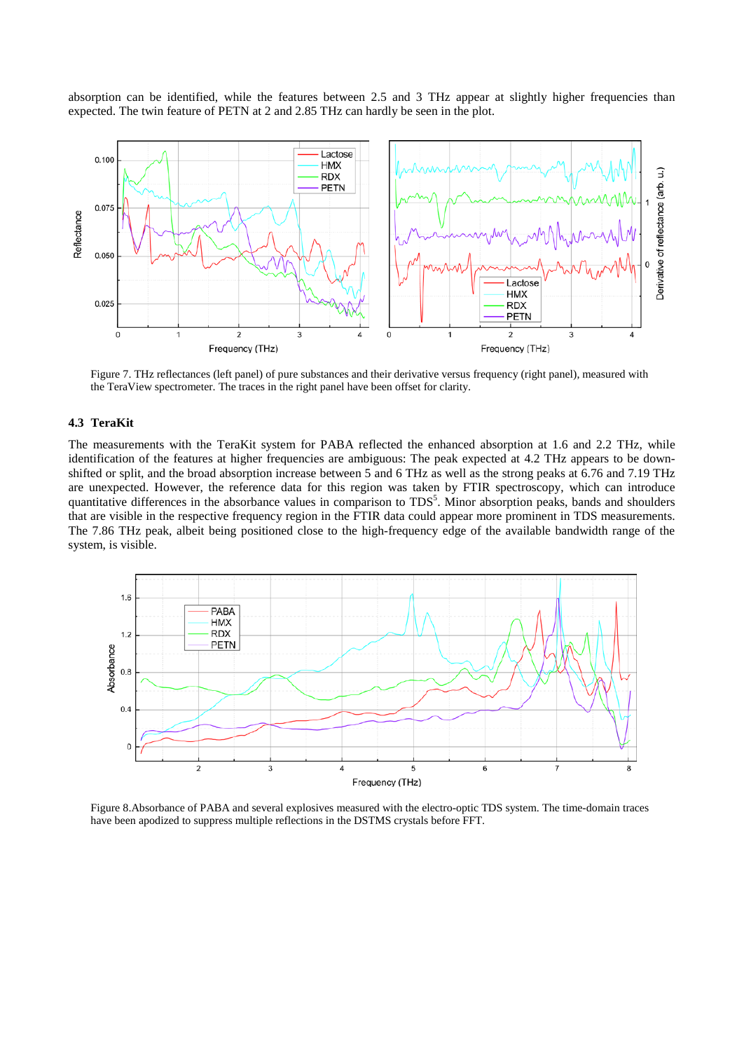absorption can be identified, while the features between 2.5 and 3 THz appear at slightly higher frequencies than expected. The twin feature of PETN at 2 and 2.85 THz can hardly be seen in the plot.

Figure 7. THz reflectances (left panel) of pure substances and their derivative versus frequency (right panel), measured with the TeraView spectrometer. The traces in the right panel have been offset for clarity.

### 4.3 TeraKit

The measurements with the TeraKit system for PABA reflected the enhanced absorption at 1.6 and 2.2 THz, while identification of the features at higher frequencies are ambiguous: The peak expected at 4.2 THz appears to be down-shifted or split, and the broad absorption increase between 5 and 6 THz as well as the strong peaks at 6.76 and 7.19 THz are unexpected. However, the reference data for this region was taken by FTIR spectroscopy, which can introduce quantitative differences in the absorbance values in comparison to TDS[5]. Minor absorption peaks, bands and shoulders that are visible in the respective frequency region in the FTIR data could appear more prominent in TDS measurements. The 7.86 THz peak, albeit being positioned close to the high-frequency edge of the available bandwidth range of the system, is visible.

Figure 8.Absorbance of PABA and several explosives measured with the electro-optic TDS system. The time-domain traces have been apodized to suppress multiple reflections in the DSTMS crystals before FFT.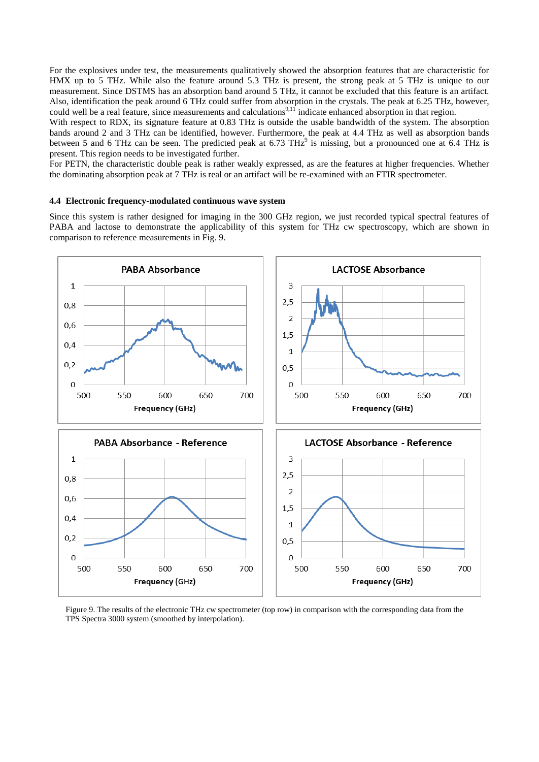For the explosives under test, the measurements qualitatively showed the absorption features that are characteristic for HMX up to 5 THz. While also the feature around 5.3 THz is present, the strong peak at 5 THz is unique to our measurement. Since DSTMS has an absorption band around 5 THz, it cannot be excluded that this feature is an artifact. Also, identification the peak around 6 THz could suffer from absorption in the crystals. The peak at 6.25 THz, however, could well be a real feature, since measurements and calculations[9,11] indicate enhanced absorption in that region.
With respect to RDX, its signature feature at 0.83 THz is outside the usable bandwidth of the system. The absorption bands around 2 and 3 THz can be identified, however. Furthermore, the peak at 4.4 THz as well as absorption bands between 5 and 6 THz can be seen. The predicted peak at 6.73 THz[9] is missing, but a pronounced one at 6.4 THz is present. This region needs to be investigated further.
For PETN, the characteristic double peak is rather weakly expressed, as are the features at higher frequencies. Whether the dominating absorption peak at 7 THz is real or an artifact will be re-examined with an FTIR spectrometer.

### 4.4 Electronic frequency-modulated continuous wave system

Since this system is rather designed for imaging in the 300 GHz region, we just recorded typical spectral features of PABA and lactose to demonstrate the applicability of this system for THz cw spectroscopy, which are shown in comparison to reference measurements in Fig. 9.

Figure 9. The results of the electronic THz cw spectrometer (top row) in comparison with the corresponding data from the TPS Spectra 3000 system (smoothed by interpolation).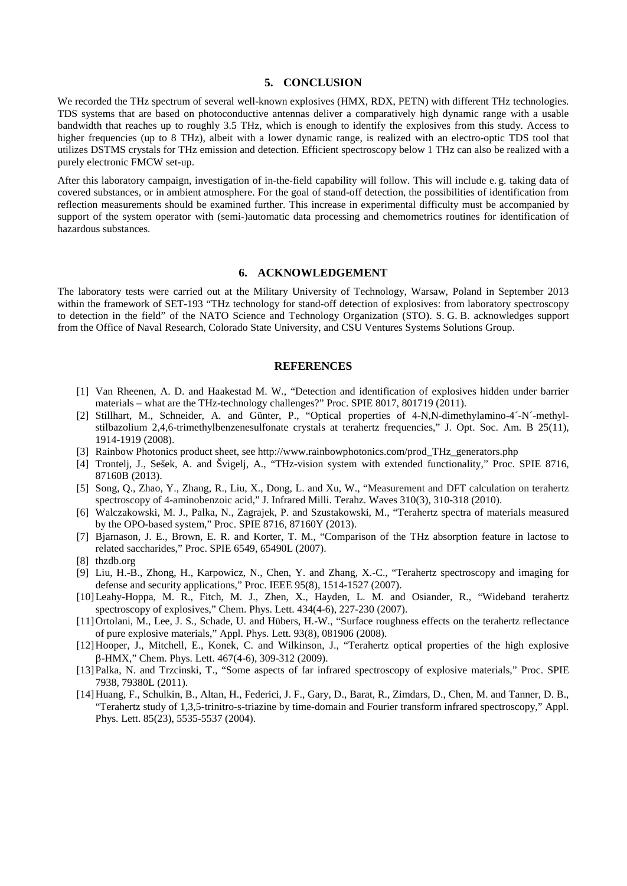## 5. CONCLUSION

We recorded the THz spectrum of several well-known explosives (HMX, RDX, PETN) with different THz technologies. TDS systems that are based on photoconductive antennas deliver a comparatively high dynamic range with a usable bandwidth that reaches up to roughly 3.5 THz, which is enough to identify the explosives from this study. Access to higher frequencies (up to 8 THz), albeit with a lower dynamic range, is realized with an electro-optic TDS tool that utilizes DSTMS crystals for THz emission and detection. Efficient spectroscopy below 1 THz can also be realized with a purely electronic FMCW set-up.

After this laboratory campaign, investigation of in-the-field capability will follow. This will include e. g. taking data of covered substances, or in ambient atmosphere. For the goal of stand-off detection, the possibilities of identification from reflection measurements should be examined further. This increase in experimental difficulty must be accompanied by support of the system operator with (semi-)automatic data processing and chemometrics routines for identification of hazardous substances.

## 6. ACKNOWLEDGEMENT

The laboratory tests were carried out at the Military University of Technology, Warsaw, Poland in September 2013 within the framework of SET-193 "THz technology for stand-off detection of explosives: from laboratory spectroscopy to detection in the field" of the NATO Science and Technology Organization (STO). S. G. B. acknowledges support from the Office of Naval Research, Colorado State University, and CSU Ventures Systems Solutions Group.

## REFERENCES

[1] Van Rheenen, A. D. and Haakestad M. W., "Detection and identification of explosives hidden under barrier materials – what are the THz-technology challenges?" Proc. SPIE 8017, 801719 (2011).

[2] Stillhart, M., Schneider, A. and Günter, P., "Optical properties of 4-N,N-dimethylamino-4´-N´-methyl-stilbazolium 2,4,6-trimethylbenzenesulfonate crystals at terahertz frequencies," J. Opt. Soc. Am. B 25(11), 1914-1919 (2008).

[3] Rainbow Photonics product sheet, see http://www.rainbowphotonics.com/prod_THz_generators.php

[4] Trontelj, J., Sešek, A. and Švigelj, A., "THz-vision system with extended functionality," Proc. SPIE 8716, 87160B (2013).

[5] Song, Q., Zhao, Y., Zhang, R., Liu, X., Dong, L. and Xu, W., "Measurement and DFT calculation on terahertz spectroscopy of 4-aminobenzoic acid," J. Infrared Milli. Terahz. Waves 310(3), 310-318 (2010).

[6] Walczakowski, M. J., Palka, N., Zagrajek, P. and Szustakowski, M., "Terahertz spectra of materials measured by the OPO-based system," Proc. SPIE 8716, 87160Y (2013).

[7] Bjarnason, J. E., Brown, E. R. and Korter, T. M., "Comparison of the THz absorption feature in lactose to related saccharides," Proc. SPIE 6549, 65490L (2007).

[8] thzdb.org

[9] Liu, H.-B., Zhong, H., Karpowicz, N., Chen, Y. and Zhang, X.-C., "Terahertz spectroscopy and imaging for defense and security applications," Proc. IEEE 95(8), 1514-1527 (2007).

[10] Leahy-Hoppa, M. R., Fitch, M. J., Zhen, X., Hayden, L. M. and Osiander, R., "Wideband terahertz spectroscopy of explosives," Chem. Phys. Lett. 434(4-6), 227-230 (2007).

[11] Ortolani, M., Lee, J. S., Schade, U. and Hübers, H.-W., "Surface roughness effects on the terahertz reflectance of pure explosive materials," Appl. Phys. Lett. 93(8), 081906 (2008).

[12] Hooper, J., Mitchell, E., Konek, C. and Wilkinson, J., "Terahertz optical properties of the high explosive β-HMX," Chem. Phys. Lett. 467(4-6), 309-312 (2009).

[13] Palka, N. and Trzcinski, T., "Some aspects of far infrared spectroscopy of explosive materials," Proc. SPIE 7938, 79380L (2011).

[14] Huang, F., Schulkin, B., Altan, H., Federici, J. F., Gary, D., Barat, R., Zimdars, D., Chen, M. and Tanner, D. B., "Terahertz study of 1,3,5-trinitro-s-triazine by time-domain and Fourier transform infrared spectroscopy," Appl. Phys. Lett. 85(23), 5535-5537 (2004).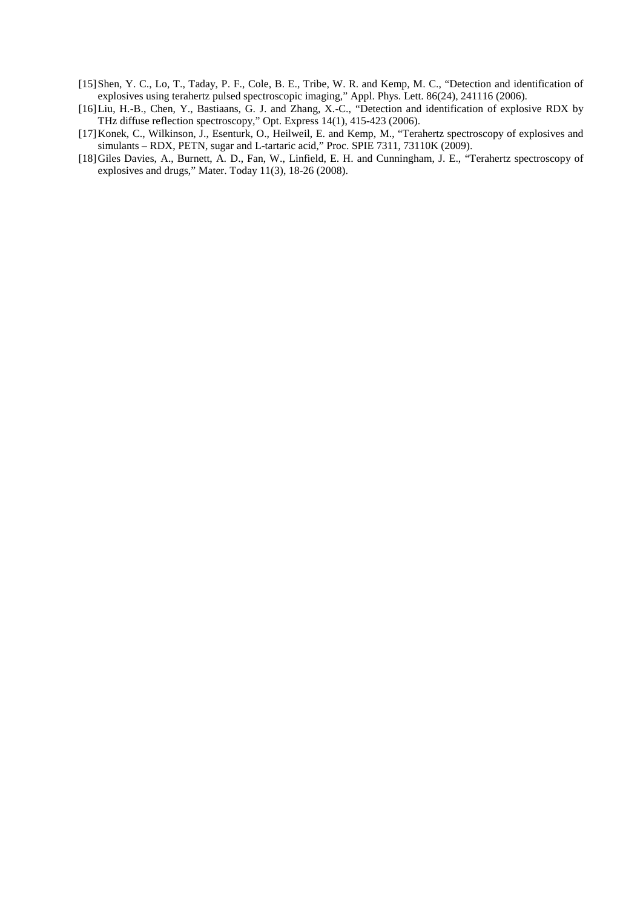[15] Shen, Y. C., Lo, T., Taday, P. F., Cole, B. E., Tribe, W. R. and Kemp, M. C., "Detection and identification of explosives using terahertz pulsed spectroscopic imaging," Appl. Phys. Lett. 86(24), 241116 (2006).

[16] Liu, H.-B., Chen, Y., Bastiaans, G. J. and Zhang, X.-C., "Detection and identification of explosive RDX by THz diffuse reflection spectroscopy," Opt. Express 14(1), 415-423 (2006).

[17] Konek, C., Wilkinson, J., Esenturk, O., Heilweil, E. and Kemp, M., "Terahertz spectroscopy of explosives and simulants – RDX, PETN, sugar and L-tartaric acid," Proc. SPIE 7311, 73110K (2009).

[18] Giles Davies, A., Burnett, A. D., Fan, W., Linfield, E. H. and Cunningham, J. E., "Terahertz spectroscopy of explosives and drugs," Mater. Today 11(3), 18-26 (2008).